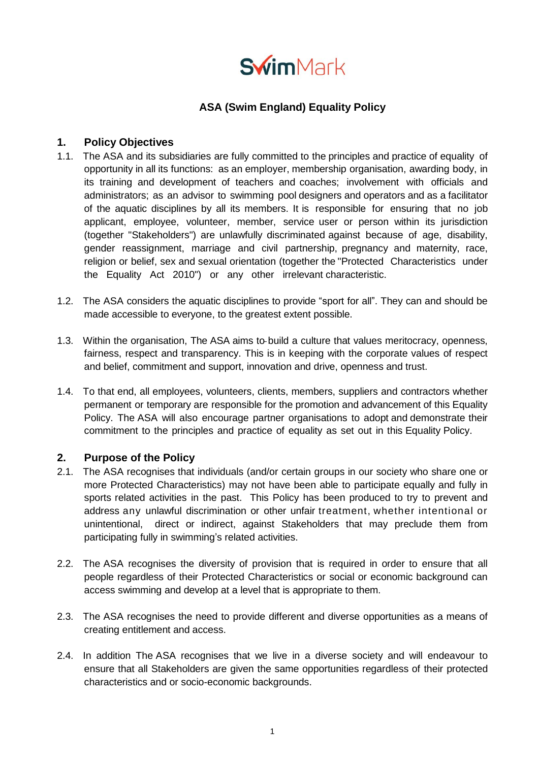SwimMark

# ASA (Swim England) Equality Policy

## 1. Policy Objectives

1.1. The ASA and its subsidiaries are fully committed to the principles and practice of equality of opportunity in all its functions: as an employer, membership organisation, awarding body, in its training and development of teachers and coaches; involvement with officials and administrators; as an advisor to swimming pool designers and operators and as a facilitator of the aquatic disciplines by all its members. It is responsible for ensuring that no job applicant, employee, volunteer, member, service user or person within its jurisdiction (together "Stakeholders") are unlawfully discriminated against because of age, disability, gender reassignment, marriage and civil partnership, pregnancy and maternity, race, religion or belief, sex and sexual orientation (together the "Protected Characteristics under the Equality Act 2010") or any other irrelevant characteristic.

1.2. The ASA considers the aquatic disciplines to provide "sport for all". They can and should be made accessible to everyone, to the greatest extent possible.

1.3. Within the organisation, The ASA aims to build a culture that values meritocracy, openness, fairness, respect and transparency. This is in keeping with the corporate values of respect and belief, commitment and support, innovation and drive, openness and trust.

1.4. To that end, all employees, volunteers, clients, members, suppliers and contractors whether permanent or temporary are responsible for the promotion and advancement of this Equality Policy. The ASA will also encourage partner organisations to adopt and demonstrate their commitment to the principles and practice of equality as set out in this Equality Policy.

## 2. Purpose of the Policy

2.1. The ASA recognises that individuals (and/or certain groups in our society who share one or more Protected Characteristics) may not have been able to participate equally and fully in sports related activities in the past. This Policy has been produced to try to prevent and address any unlawful discrimination or other unfair treatment, whether intentional or unintentional, direct or indirect, against Stakeholders that may preclude them from participating fully in swimming's related activities.

2.2. The ASA recognises the diversity of provision that is required in order to ensure that all people regardless of their Protected Characteristics or social or economic background can access swimming and develop at a level that is appropriate to them.

2.3. The ASA recognises the need to provide different and diverse opportunities as a means of creating entitlement and access.

2.4. In addition The ASA recognises that we live in a diverse society and will endeavour to ensure that all Stakeholders are given the same opportunities regardless of their protected characteristics and or socio-economic backgrounds.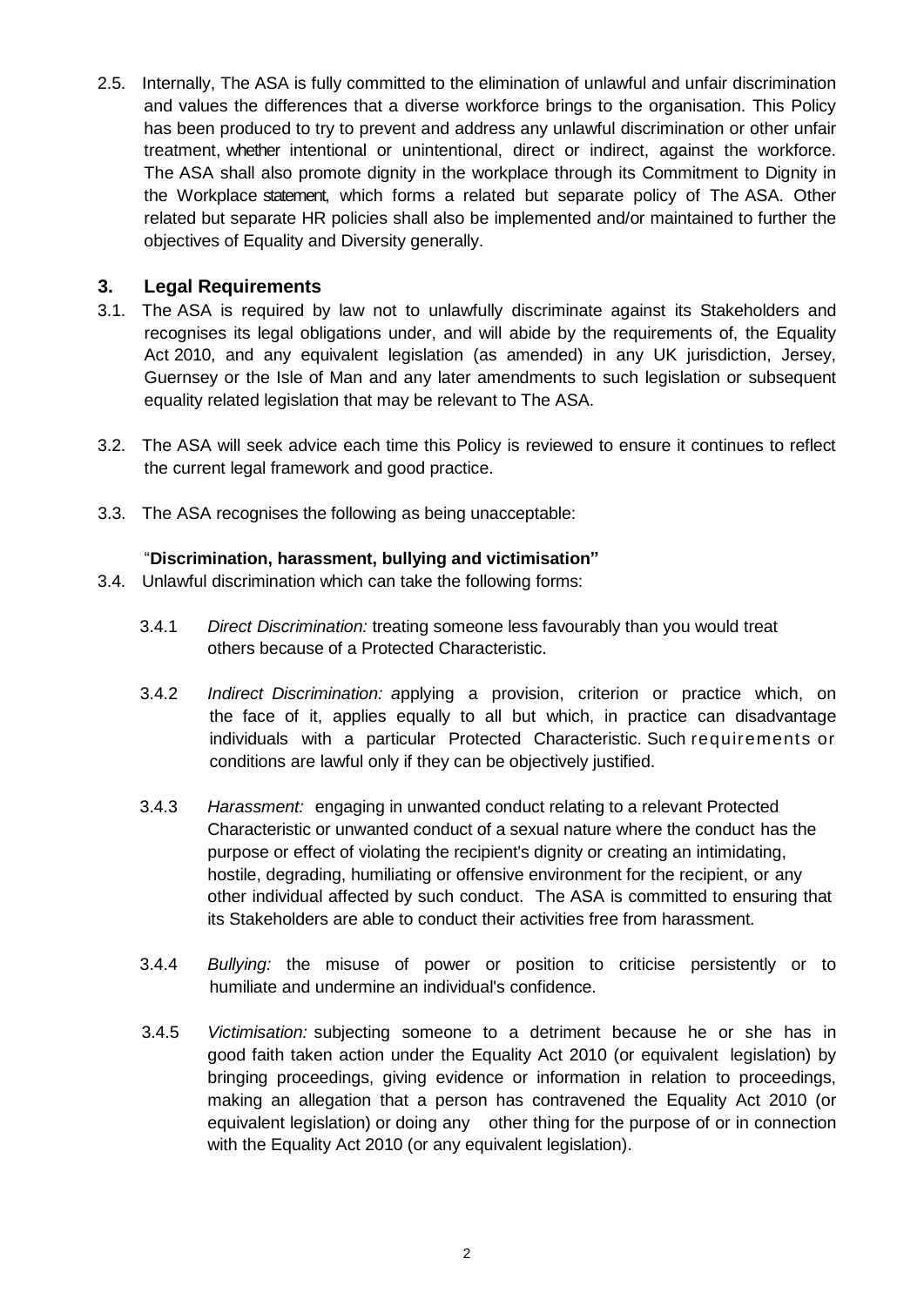2.5. Internally, The ASA is fully committed to the elimination of unlawful and unfair discrimination and values the differences that a diverse workforce brings to the organisation. This Policy has been produced to try to prevent and address any unlawful discrimination or other unfair treatment, whether intentional or unintentional, direct or indirect, against the workforce. The ASA shall also promote dignity in the workplace through its Commitment to Dignity in the Workplace statement, which forms a related but separate policy of The ASA. Other related but separate HR policies shall also be implemented and/or maintained to further the objectives of Equality and Diversity generally.

## 3. Legal Requirements

3.1. The ASA is required by law not to unlawfully discriminate against its Stakeholders and recognises its legal obligations under, and will abide by the requirements of, the Equality Act 2010, and any equivalent legislation (as amended) in any UK jurisdiction, Jersey, Guernsey or the Isle of Man and any later amendments to such legislation or subsequent equality related legislation that may be relevant to The ASA.

3.2. The ASA will seek advice each time this Policy is reviewed to ensure it continues to reflect the current legal framework and good practice.

3.3. The ASA recognises the following as being unacceptable:

"**Discrimination, harassment, bullying and victimisation"**

3.4. Unlawful discrimination which can take the following forms:

3.4.1 *Direct Discrimination:* treating someone less favourably than you would treat others because of a Protected Characteristic.

3.4.2 *Indirect Discrimination: a*pplying a provision, criterion or practice which, on the face of it, applies equally to all but which, in practice can disadvantage individuals with a particular Protected Characteristic. Such requirements or conditions are lawful only if they can be objectively justified.

3.4.3 *Harassment:* engaging in unwanted conduct relating to a relevant Protected Characteristic or unwanted conduct of a sexual nature where the conduct has the purpose or effect of violating the recipient's dignity or creating an intimidating, hostile, degrading, humiliating or offensive environment for the recipient, or any other individual affected by such conduct. The ASA is committed to ensuring that its Stakeholders are able to conduct their activities free from harassment.

3.4.4 *Bullying:* the misuse of power or position to criticise persistently or to humiliate and undermine an individual's confidence.

3.4.5 *Victimisation:* subjecting someone to a detriment because he or she has in good faith taken action under the Equality Act 2010 (or equivalent legislation) by bringing proceedings, giving evidence or information in relation to proceedings, making an allegation that a person has contravened the Equality Act 2010 (or equivalent legislation) or doing any other thing for the purpose of or in connection with the Equality Act 2010 (or any equivalent legislation).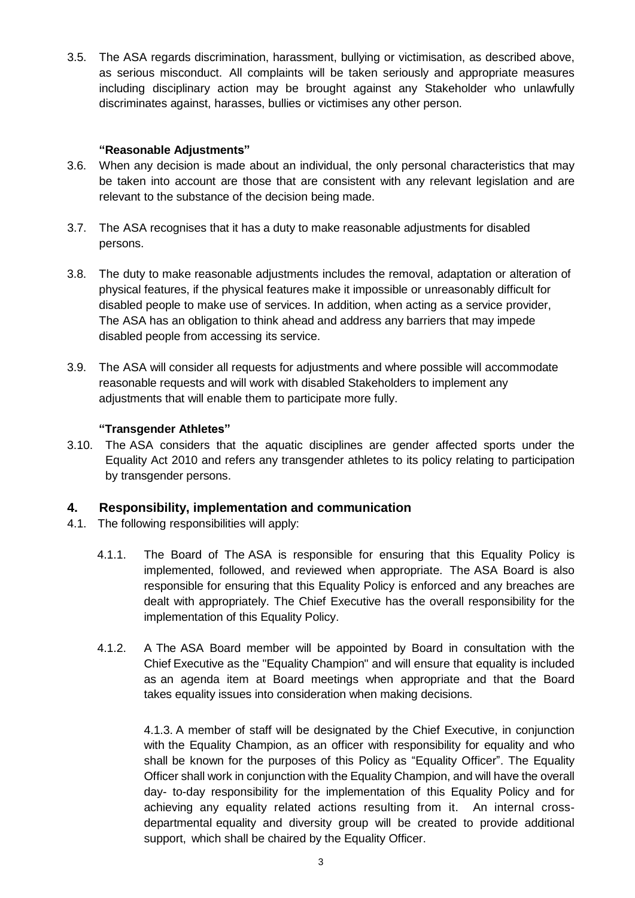3.5. The ASA regards discrimination, harassment, bullying or victimisation, as described above, as serious misconduct. All complaints will be taken seriously and appropriate measures including disciplinary action may be brought against any Stakeholder who unlawfully discriminates against, harasses, bullies or victimises any other person.

**"Reasonable Adjustments"**

3.6. When any decision is made about an individual, the only personal characteristics that may be taken into account are those that are consistent with any relevant legislation and are relevant to the substance of the decision being made.

3.7. The ASA recognises that it has a duty to make reasonable adjustments for disabled persons.

3.8. The duty to make reasonable adjustments includes the removal, adaptation or alteration of physical features, if the physical features make it impossible or unreasonably difficult for disabled people to make use of services. In addition, when acting as a service provider, The ASA has an obligation to think ahead and address any barriers that may impede disabled people from accessing its service.

3.9. The ASA will consider all requests for adjustments and where possible will accommodate reasonable requests and will work with disabled Stakeholders to implement any adjustments that will enable them to participate more fully.

**"Transgender Athletes"**

3.10. The ASA considers that the aquatic disciplines are gender affected sports under the Equality Act 2010 and refers any transgender athletes to its policy relating to participation by transgender persons.

## 4. Responsibility, implementation and communication

4.1. The following responsibilities will apply:

4.1.1. The Board of The ASA is responsible for ensuring that this Equality Policy is implemented, followed, and reviewed when appropriate. The ASA Board is also responsible for ensuring that this Equality Policy is enforced and any breaches are dealt with appropriately. The Chief Executive has the overall responsibility for the implementation of this Equality Policy.

4.1.2. A The ASA Board member will be appointed by Board in consultation with the Chief Executive as the "Equality Champion" and will ensure that equality is included as an agenda item at Board meetings when appropriate and that the Board takes equality issues into consideration when making decisions.

4.1.3. A member of staff will be designated by the Chief Executive, in conjunction with the Equality Champion, as an officer with responsibility for equality and who shall be known for the purposes of this Policy as "Equality Officer". The Equality Officer shall work in conjunction with the Equality Champion, and will have the overall day- to-day responsibility for the implementation of this Equality Policy and for achieving any equality related actions resulting from it. An internal cross-departmental equality and diversity group will be created to provide additional support, which shall be chaired by the Equality Officer.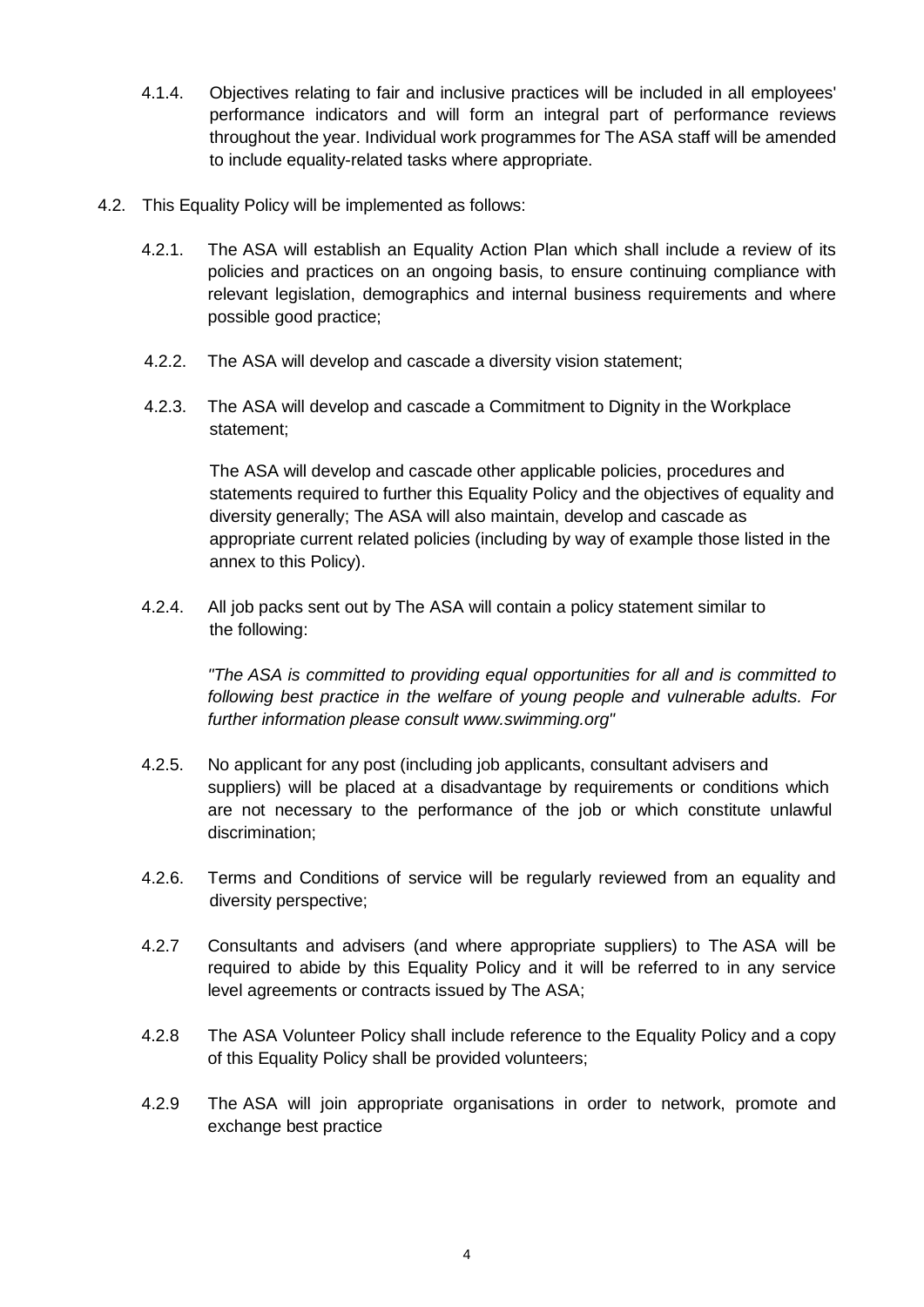4.1.4. Objectives relating to fair and inclusive practices will be included in all employees' performance indicators and will form an integral part of performance reviews throughout the year. Individual work programmes for The ASA staff will be amended to include equality-related tasks where appropriate.

4.2. This Equality Policy will be implemented as follows:

4.2.1. The ASA will establish an Equality Action Plan which shall include a review of its policies and practices on an ongoing basis, to ensure continuing compliance with relevant legislation, demographics and internal business requirements and where possible good practice;

4.2.2. The ASA will develop and cascade a diversity vision statement;

4.2.3. The ASA will develop and cascade a Commitment to Dignity in the Workplace statement;

The ASA will develop and cascade other applicable policies, procedures and statements required to further this Equality Policy and the objectives of equality and diversity generally; The ASA will also maintain, develop and cascade as appropriate current related policies (including by way of example those listed in the annex to this Policy).

4.2.4. All job packs sent out by The ASA will contain a policy statement similar to the following:

*"The ASA is committed to providing equal opportunities for all and is committed to following best practice in the welfare of young people and vulnerable adults. For further information please consult www.swimming.org"*

4.2.5. No applicant for any post (including job applicants, consultant advisers and suppliers) will be placed at a disadvantage by requirements or conditions which are not necessary to the performance of the job or which constitute unlawful discrimination;

4.2.6. Terms and Conditions of service will be regularly reviewed from an equality and diversity perspective;

4.2.7 Consultants and advisers (and where appropriate suppliers) to The ASA will be required to abide by this Equality Policy and it will be referred to in any service level agreements or contracts issued by The ASA;

4.2.8 The ASA Volunteer Policy shall include reference to the Equality Policy and a copy of this Equality Policy shall be provided volunteers;

4.2.9 The ASA will join appropriate organisations in order to network, promote and exchange best practice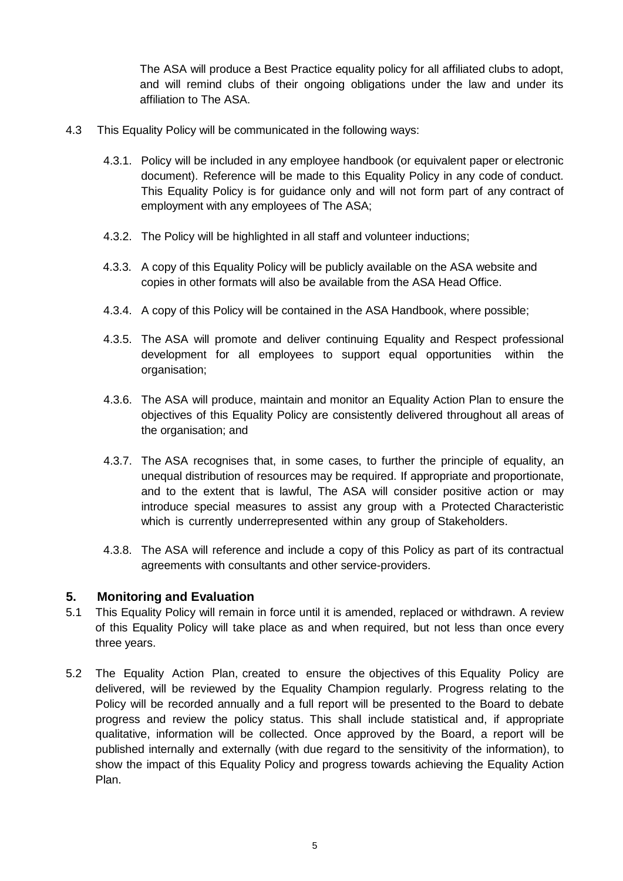The ASA will produce a Best Practice equality policy for all affiliated clubs to adopt, and will remind clubs of their ongoing obligations under the law and under its affiliation to The ASA.

4.3 This Equality Policy will be communicated in the following ways:

4.3.1. Policy will be included in any employee handbook (or equivalent paper or electronic document). Reference will be made to this Equality Policy in any code of conduct. This Equality Policy is for guidance only and will not form part of any contract of employment with any employees of The ASA;

4.3.2. The Policy will be highlighted in all staff and volunteer inductions;

4.3.3. A copy of this Equality Policy will be publicly available on the ASA website and copies in other formats will also be available from the ASA Head Office.

4.3.4. A copy of this Policy will be contained in the ASA Handbook, where possible;

4.3.5. The ASA will promote and deliver continuing Equality and Respect professional development for all employees to support equal opportunities within the organisation;

4.3.6. The ASA will produce, maintain and monitor an Equality Action Plan to ensure the objectives of this Equality Policy are consistently delivered throughout all areas of the organisation; and

4.3.7. The ASA recognises that, in some cases, to further the principle of equality, an unequal distribution of resources may be required. If appropriate and proportionate, and to the extent that is lawful, The ASA will consider positive action or may introduce special measures to assist any group with a Protected Characteristic which is currently underrepresented within any group of Stakeholders.

4.3.8. The ASA will reference and include a copy of this Policy as part of its contractual agreements with consultants and other service-providers.

## 5. Monitoring and Evaluation

5.1 This Equality Policy will remain in force until it is amended, replaced or withdrawn. A review of this Equality Policy will take place as and when required, but not less than once every three years.

5.2 The Equality Action Plan, created to ensure the objectives of this Equality Policy are delivered, will be reviewed by the Equality Champion regularly. Progress relating to the Policy will be recorded annually and a full report will be presented to the Board to debate progress and review the policy status. This shall include statistical and, if appropriate qualitative, information will be collected. Once approved by the Board, a report will be published internally and externally (with due regard to the sensitivity of the information), to show the impact of this Equality Policy and progress towards achieving the Equality Action Plan.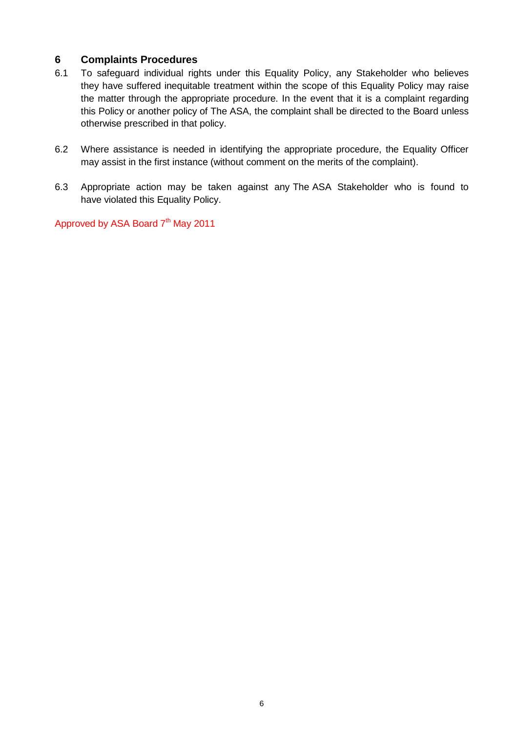## 6 Complaints Procedures

6.1 To safeguard individual rights under this Equality Policy, any Stakeholder who believes they have suffered inequitable treatment within the scope of this Equality Policy may raise the matter through the appropriate procedure. In the event that it is a complaint regarding this Policy or another policy of The ASA, the complaint shall be directed to the Board unless otherwise prescribed in that policy.

6.2 Where assistance is needed in identifying the appropriate procedure, the Equality Officer may assist in the first instance (without comment on the merits of the complaint).

6.3 Appropriate action may be taken against any The ASA Stakeholder who is found to have violated this Equality Policy.

Approved by ASA Board 7th May 2011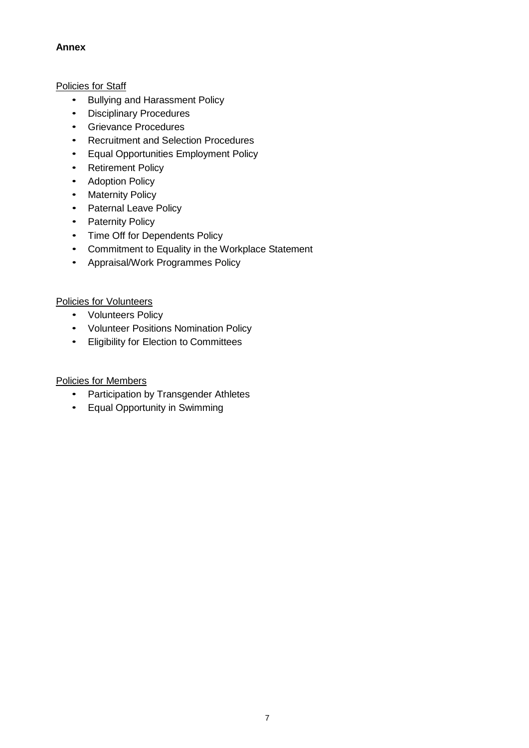**Annex**

Policies for Staff

- Bullying and Harassment Policy
- Disciplinary Procedures
- Grievance Procedures
- Recruitment and Selection Procedures
- Equal Opportunities Employment Policy
- Retirement Policy
- Adoption Policy
- Maternity Policy
- Paternal Leave Policy
- Paternity Policy
- Time Off for Dependents Policy
- Commitment to Equality in the Workplace Statement
- Appraisal/Work Programmes Policy

Policies for Volunteers

- Volunteers Policy
- Volunteer Positions Nomination Policy
- Eligibility for Election to Committees

Policies for Members

- Participation by Transgender Athletes
- Equal Opportunity in Swimming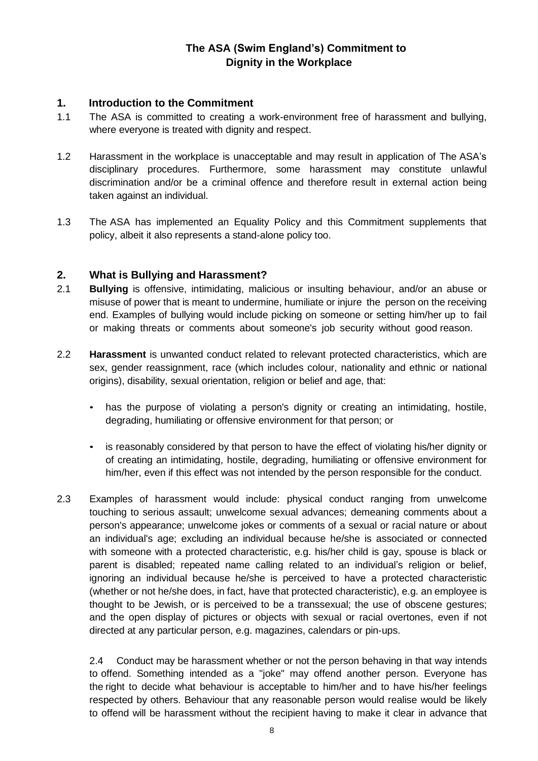# The ASA (Swim England's) Commitment to Dignity in the Workplace

## 1. Introduction to the Commitment

1.1 The ASA is committed to creating a work-environment free of harassment and bullying, where everyone is treated with dignity and respect.

1.2 Harassment in the workplace is unacceptable and may result in application of The ASA's disciplinary procedures. Furthermore, some harassment may constitute unlawful discrimination and/or be a criminal offence and therefore result in external action being taken against an individual.

1.3 The ASA has implemented an Equality Policy and this Commitment supplements that policy, albeit it also represents a stand-alone policy too.

## 2. What is Bullying and Harassment?

2.1 **Bullying** is offensive, intimidating, malicious or insulting behaviour, and/or an abuse or misuse of power that is meant to undermine, humiliate or injure the person on the receiving end. Examples of bullying would include picking on someone or setting him/her up to fail or making threats or comments about someone's job security without good reason.

2.2 **Harassment** is unwanted conduct related to relevant protected characteristics, which are sex, gender reassignment, race (which includes colour, nationality and ethnic or national origins), disability, sexual orientation, religion or belief and age, that:

- has the purpose of violating a person's dignity or creating an intimidating, hostile, degrading, humiliating or offensive environment for that person; or
- is reasonably considered by that person to have the effect of violating his/her dignity or of creating an intimidating, hostile, degrading, humiliating or offensive environment for him/her, even if this effect was not intended by the person responsible for the conduct.

2.3 Examples of harassment would include: physical conduct ranging from unwelcome touching to serious assault; unwelcome sexual advances; demeaning comments about a person's appearance; unwelcome jokes or comments of a sexual or racial nature or about an individual's age; excluding an individual because he/she is associated or connected with someone with a protected characteristic, e.g. his/her child is gay, spouse is black or parent is disabled; repeated name calling related to an individual's religion or belief, ignoring an individual because he/she is perceived to have a protected characteristic (whether or not he/she does, in fact, have that protected characteristic), e.g. an employee is thought to be Jewish, or is perceived to be a transsexual; the use of obscene gestures; and the open display of pictures or objects with sexual or racial overtones, even if not directed at any particular person, e.g. magazines, calendars or pin-ups.

2.4 Conduct may be harassment whether or not the person behaving in that way intends to offend. Something intended as a "joke" may offend another person. Everyone has the right to decide what behaviour is acceptable to him/her and to have his/her feelings respected by others. Behaviour that any reasonable person would realise would be likely to offend will be harassment without the recipient having to make it clear in advance that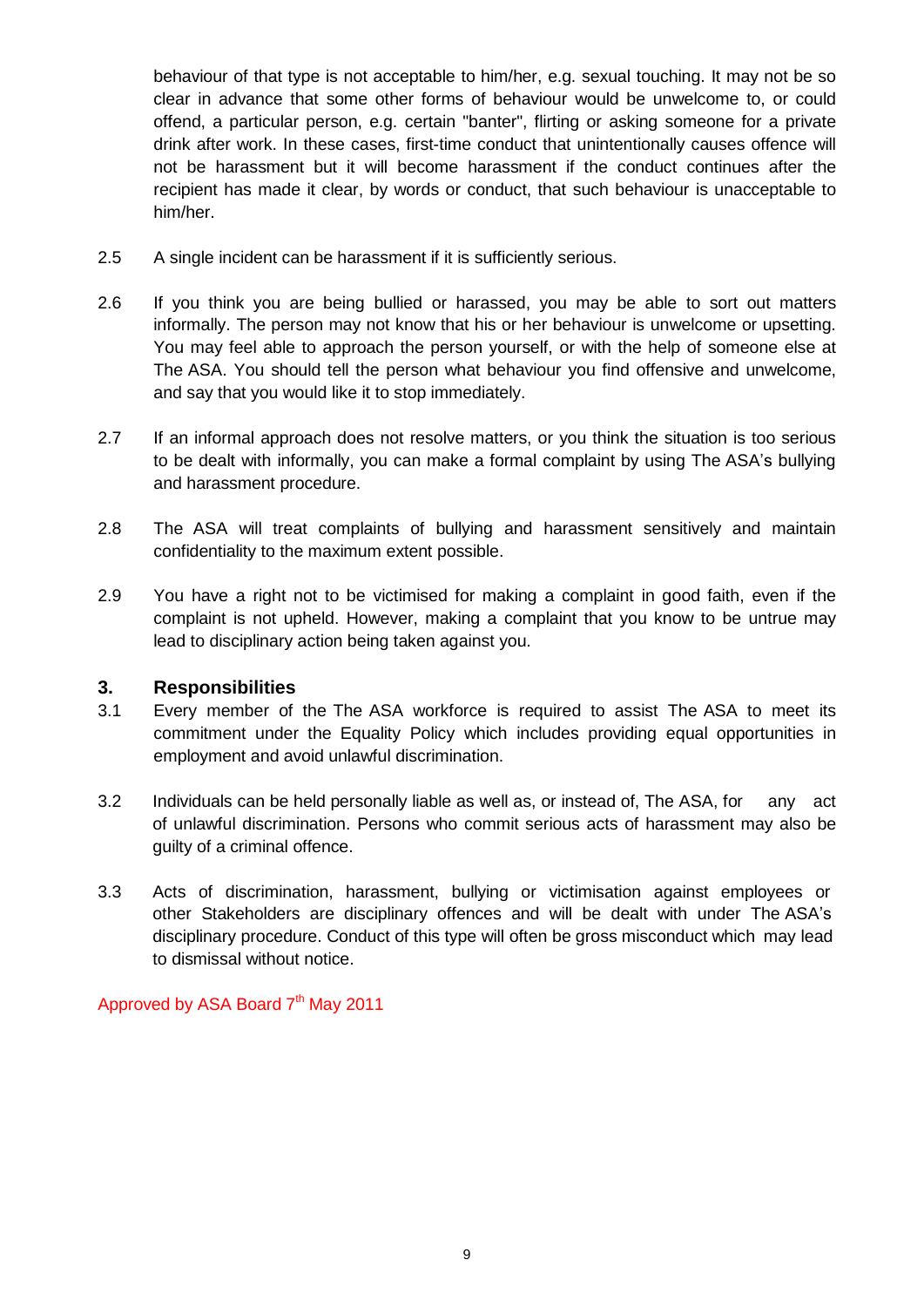behaviour of that type is not acceptable to him/her, e.g. sexual touching. It may not be so clear in advance that some other forms of behaviour would be unwelcome to, or could offend, a particular person, e.g. certain "banter", flirting or asking someone for a private drink after work. In these cases, first-time conduct that unintentionally causes offence will not be harassment but it will become harassment if the conduct continues after the recipient has made it clear, by words or conduct, that such behaviour is unacceptable to him/her.

2.5 A single incident can be harassment if it is sufficiently serious.

2.6 If you think you are being bullied or harassed, you may be able to sort out matters informally. The person may not know that his or her behaviour is unwelcome or upsetting. You may feel able to approach the person yourself, or with the help of someone else at The ASA. You should tell the person what behaviour you find offensive and unwelcome, and say that you would like it to stop immediately.

2.7 If an informal approach does not resolve matters, or you think the situation is too serious to be dealt with informally, you can make a formal complaint by using The ASA's bullying and harassment procedure.

2.8 The ASA will treat complaints of bullying and harassment sensitively and maintain confidentiality to the maximum extent possible.

2.9 You have a right not to be victimised for making a complaint in good faith, even if the complaint is not upheld. However, making a complaint that you know to be untrue may lead to disciplinary action being taken against you.

## 3. Responsibilities

3.1 Every member of the The ASA workforce is required to assist The ASA to meet its commitment under the Equality Policy which includes providing equal opportunities in employment and avoid unlawful discrimination.

3.2 Individuals can be held personally liable as well as, or instead of, The ASA, for any act of unlawful discrimination. Persons who commit serious acts of harassment may also be guilty of a criminal offence.

3.3 Acts of discrimination, harassment, bullying or victimisation against employees or other Stakeholders are disciplinary offences and will be dealt with under The ASA's disciplinary procedure. Conduct of this type will often be gross misconduct which may lead to dismissal without notice.

Approved by ASA Board 7th May 2011